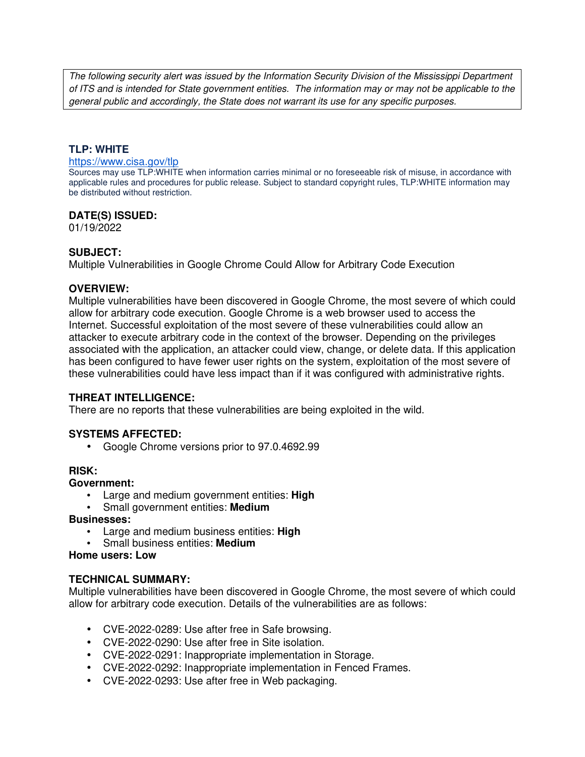*The following security alert was issued by the Information Security Division of the Mississippi Department of ITS and is intended for State government entities. The information may or may not be applicable to the general public and accordingly, the State does not warrant its use for any specific purposes.*

**TLP: WHITE**

https://www.cisa.gov/tlp

Sources may use TLP:WHITE when information carries minimal or no foreseeable risk of misuse, in accordance with applicable rules and procedures for public release. Subject to standard copyright rules, TLP:WHITE information may be distributed without restriction.

**DATE(S) ISSUED:**

01/19/2022

**SUBJECT:**

Multiple Vulnerabilities in Google Chrome Could Allow for Arbitrary Code Execution

**OVERVIEW:**

Multiple vulnerabilities have been discovered in Google Chrome, the most severe of which could allow for arbitrary code execution. Google Chrome is a web browser used to access the Internet. Successful exploitation of the most severe of these vulnerabilities could allow an attacker to execute arbitrary code in the context of the browser. Depending on the privileges associated with the application, an attacker could view, change, or delete data. If this application has been configured to have fewer user rights on the system, exploitation of the most severe of these vulnerabilities could have less impact than if it was configured with administrative rights.

**THREAT INTELLIGENCE:**

There are no reports that these vulnerabilities are being exploited in the wild.

**SYSTEMS AFFECTED:**

- Google Chrome versions prior to 97.0.4692.99

**RISK:**

**Government:**

- Large and medium government entities: **High**
- Small government entities: **Medium**

**Businesses:**

- Large and medium business entities: **High**
- Small business entities: **Medium**

**Home users: Low**

**TECHNICAL SUMMARY:**

Multiple vulnerabilities have been discovered in Google Chrome, the most severe of which could allow for arbitrary code execution. Details of the vulnerabilities are as follows:

- CVE-2022-0289: Use after free in Safe browsing.
- CVE-2022-0290: Use after free in Site isolation.
- CVE-2022-0291: Inappropriate implementation in Storage.
- CVE-2022-0292: Inappropriate implementation in Fenced Frames.
- CVE-2022-0293: Use after free in Web packaging.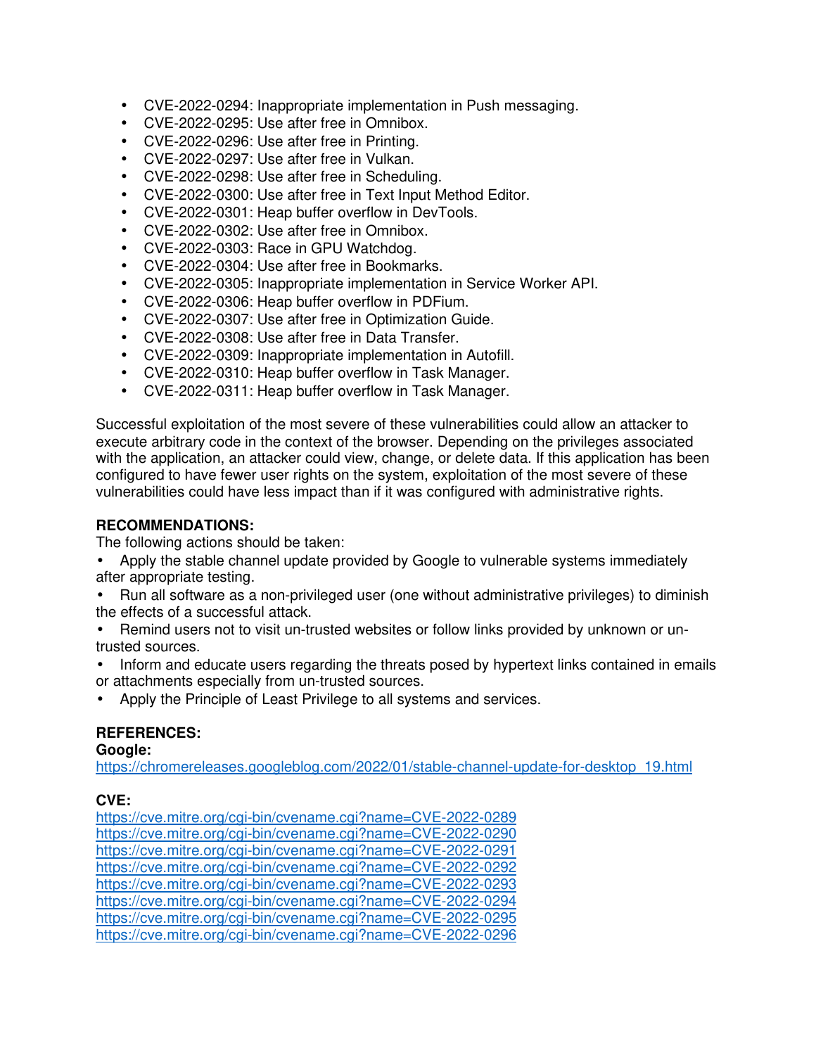- CVE-2022-0294: Inappropriate implementation in Push messaging.
- CVE-2022-0295: Use after free in Omnibox.
- CVE-2022-0296: Use after free in Printing.
- CVE-2022-0297: Use after free in Vulkan.
- CVE-2022-0298: Use after free in Scheduling.
- CVE-2022-0300: Use after free in Text Input Method Editor.
- CVE-2022-0301: Heap buffer overflow in DevTools.
- CVE-2022-0302: Use after free in Omnibox.
- CVE-2022-0303: Race in GPU Watchdog.
- CVE-2022-0304: Use after free in Bookmarks.
- CVE-2022-0305: Inappropriate implementation in Service Worker API.
- CVE-2022-0306: Heap buffer overflow in PDFium.
- CVE-2022-0307: Use after free in Optimization Guide.
- CVE-2022-0308: Use after free in Data Transfer.
- CVE-2022-0309: Inappropriate implementation in Autofill.
- CVE-2022-0310: Heap buffer overflow in Task Manager.
- CVE-2022-0311: Heap buffer overflow in Task Manager.

Successful exploitation of the most severe of these vulnerabilities could allow an attacker to execute arbitrary code in the context of the browser. Depending on the privileges associated with the application, an attacker could view, change, or delete data. If this application has been configured to have fewer user rights on the system, exploitation of the most severe of these vulnerabilities could have less impact than if it was configured with administrative rights.

**RECOMMENDATIONS:**

The following actions should be taken:

- Apply the stable channel update provided by Google to vulnerable systems immediately after appropriate testing.
- Run all software as a non-privileged user (one without administrative privileges) to diminish the effects of a successful attack.
- Remind users not to visit un-trusted websites or follow links provided by unknown or un-trusted sources.
- Inform and educate users regarding the threats posed by hypertext links contained in emails or attachments especially from un-trusted sources.
- Apply the Principle of Least Privilege to all systems and services.

**REFERENCES:**

**Google:**

https://chromereleases.googleblog.com/2022/01/stable-channel-update-for-desktop_19.html

**CVE:**

https://cve.mitre.org/cgi-bin/cvename.cgi?name=CVE-2022-0289
https://cve.mitre.org/cgi-bin/cvename.cgi?name=CVE-2022-0290
https://cve.mitre.org/cgi-bin/cvename.cgi?name=CVE-2022-0291
https://cve.mitre.org/cgi-bin/cvename.cgi?name=CVE-2022-0292
https://cve.mitre.org/cgi-bin/cvename.cgi?name=CVE-2022-0293
https://cve.mitre.org/cgi-bin/cvename.cgi?name=CVE-2022-0294
https://cve.mitre.org/cgi-bin/cvename.cgi?name=CVE-2022-0295
https://cve.mitre.org/cgi-bin/cvename.cgi?name=CVE-2022-0296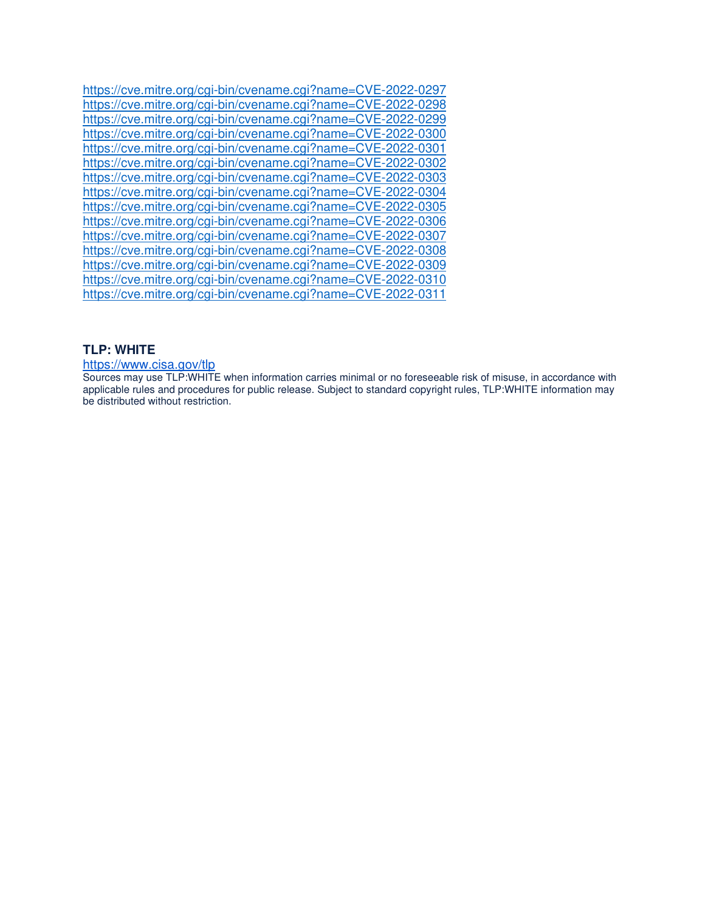https://cve.mitre.org/cgi-bin/cvename.cgi?name=CVE-2022-0297
https://cve.mitre.org/cgi-bin/cvename.cgi?name=CVE-2022-0298
https://cve.mitre.org/cgi-bin/cvename.cgi?name=CVE-2022-0299
https://cve.mitre.org/cgi-bin/cvename.cgi?name=CVE-2022-0300
https://cve.mitre.org/cgi-bin/cvename.cgi?name=CVE-2022-0301
https://cve.mitre.org/cgi-bin/cvename.cgi?name=CVE-2022-0302
https://cve.mitre.org/cgi-bin/cvename.cgi?name=CVE-2022-0303
https://cve.mitre.org/cgi-bin/cvename.cgi?name=CVE-2022-0304
https://cve.mitre.org/cgi-bin/cvename.cgi?name=CVE-2022-0305
https://cve.mitre.org/cgi-bin/cvename.cgi?name=CVE-2022-0306
https://cve.mitre.org/cgi-bin/cvename.cgi?name=CVE-2022-0307
https://cve.mitre.org/cgi-bin/cvename.cgi?name=CVE-2022-0308
https://cve.mitre.org/cgi-bin/cvename.cgi?name=CVE-2022-0309
https://cve.mitre.org/cgi-bin/cvename.cgi?name=CVE-2022-0310
https://cve.mitre.org/cgi-bin/cvename.cgi?name=CVE-2022-0311

**TLP: WHITE**

https://www.cisa.gov/tlp

Sources may use TLP:WHITE when information carries minimal or no foreseeable risk of misuse, in accordance with applicable rules and procedures for public release. Subject to standard copyright rules, TLP:WHITE information may be distributed without restriction.